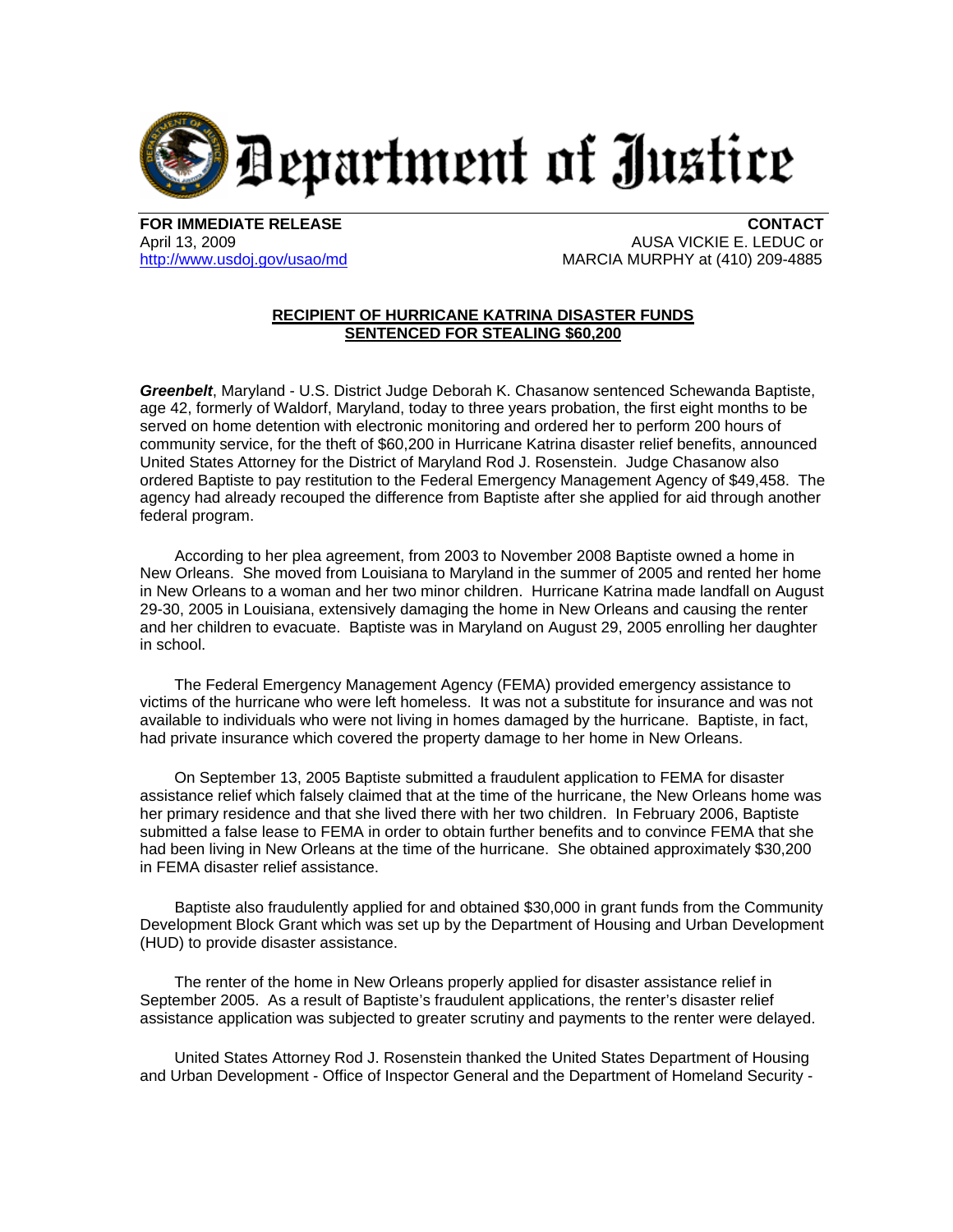# Department of Justice

**FOR IMMEDIATE RELEASE**
April 13, 2009
http://www.usdoj.gov/usao/md

**CONTACT**
AUSA VICKIE E. LEDUC or
MARCIA MURPHY at (410) 209-4885

## RECIPIENT OF HURRICANE KATRINA DISASTER FUNDS SENTENCED FOR STEALING $60,200

***Greenbelt***, Maryland - U.S. District Judge Deborah K. Chasanow sentenced Schewanda Baptiste, age 42, formerly of Waldorf, Maryland, today to three years probation, the first eight months to be served on home detention with electronic monitoring and ordered her to perform 200 hours of community service, for the theft of $60,200 in Hurricane Katrina disaster relief benefits, announced United States Attorney for the District of Maryland Rod J. Rosenstein. Judge Chasanow also ordered Baptiste to pay restitution to the Federal Emergency Management Agency of $49,458. The agency had already recouped the difference from Baptiste after she applied for aid through another federal program.

According to her plea agreement, from 2003 to November 2008 Baptiste owned a home in New Orleans. She moved from Louisiana to Maryland in the summer of 2005 and rented her home in New Orleans to a woman and her two minor children. Hurricane Katrina made landfall on August 29-30, 2005 in Louisiana, extensively damaging the home in New Orleans and causing the renter and her children to evacuate. Baptiste was in Maryland on August 29, 2005 enrolling her daughter in school.

The Federal Emergency Management Agency (FEMA) provided emergency assistance to victims of the hurricane who were left homeless. It was not a substitute for insurance and was not available to individuals who were not living in homes damaged by the hurricane. Baptiste, in fact, had private insurance which covered the property damage to her home in New Orleans.

On September 13, 2005 Baptiste submitted a fraudulent application to FEMA for disaster assistance relief which falsely claimed that at the time of the hurricane, the New Orleans home was her primary residence and that she lived there with her two children. In February 2006, Baptiste submitted a false lease to FEMA in order to obtain further benefits and to convince FEMA that she had been living in New Orleans at the time of the hurricane. She obtained approximately $30,200 in FEMA disaster relief assistance.

Baptiste also fraudulently applied for and obtained $30,000 in grant funds from the Community Development Block Grant which was set up by the Department of Housing and Urban Development (HUD) to provide disaster assistance.

The renter of the home in New Orleans properly applied for disaster assistance relief in September 2005. As a result of Baptiste's fraudulent applications, the renter's disaster relief assistance application was subjected to greater scrutiny and payments to the renter were delayed.

United States Attorney Rod J. Rosenstein thanked the United States Department of Housing and Urban Development - Office of Inspector General and the Department of Homeland Security -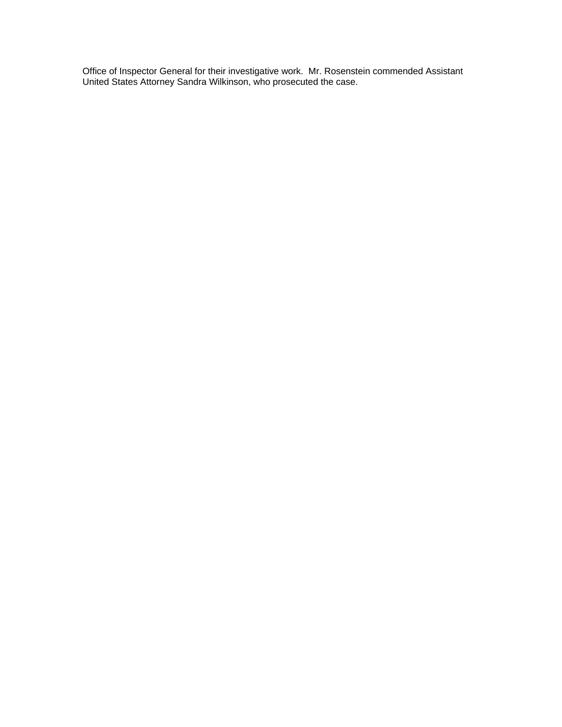Office of Inspector General for their investigative work. Mr. Rosenstein commended Assistant United States Attorney Sandra Wilkinson, who prosecuted the case.